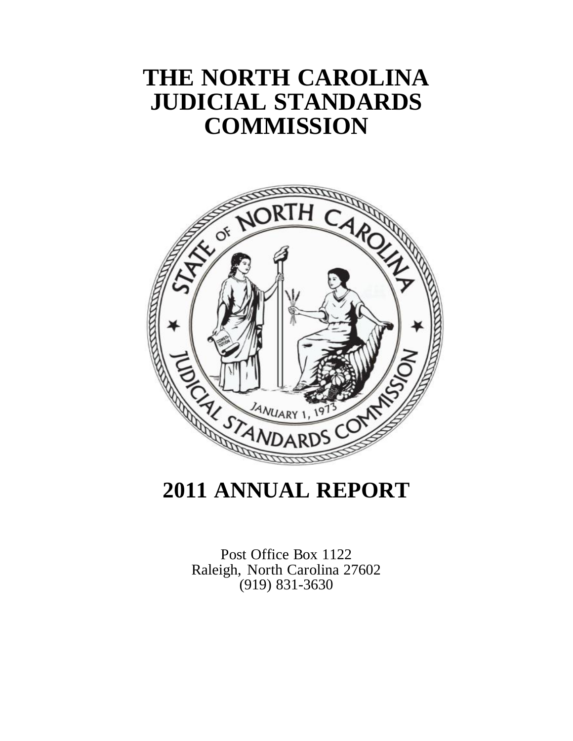# THE NORTH CAROLINA JUDICIAL STANDARDS COMMISSION

# 2011 ANNUAL REPORT

Post Office Box 1122
Raleigh, North Carolina 27602
(919) 831-3630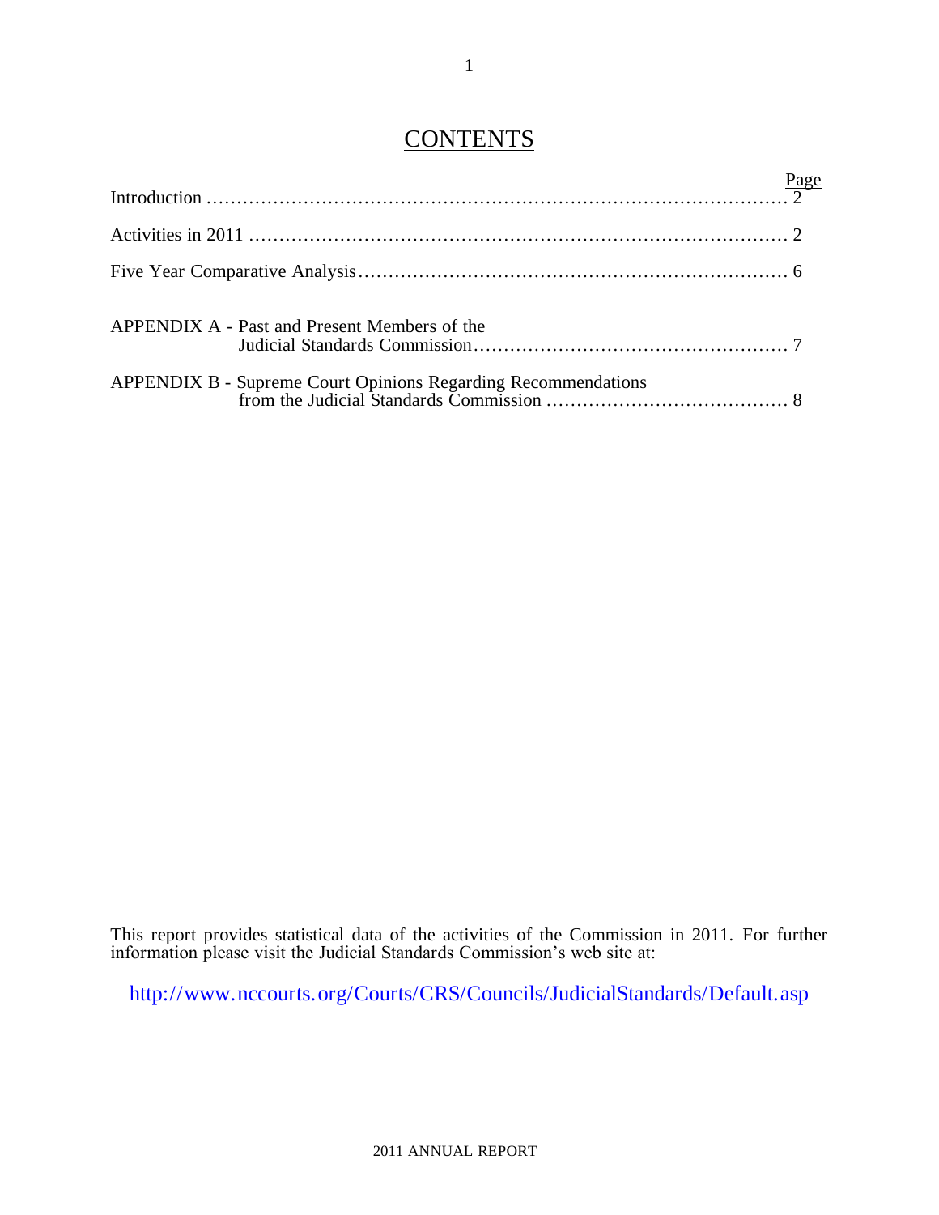# CONTENTS

| | Page |
|---|---|
| Introduction | 2 |
| Activities in 2011 | 2 |
| Five Year Comparative Analysis | 6 |
| APPENDIX A - Past and Present Members of the Judicial Standards Commission | 7 |
| APPENDIX B - Supreme Court Opinions Regarding Recommendations from the Judicial Standards Commission | 8 |

This report provides statistical data of the activities of the Commission in 2011. For further information please visit the Judicial Standards Commission's web site at:

http://www.nccourts.org/Courts/CRS/Councils/JudicialStandards/Default.asp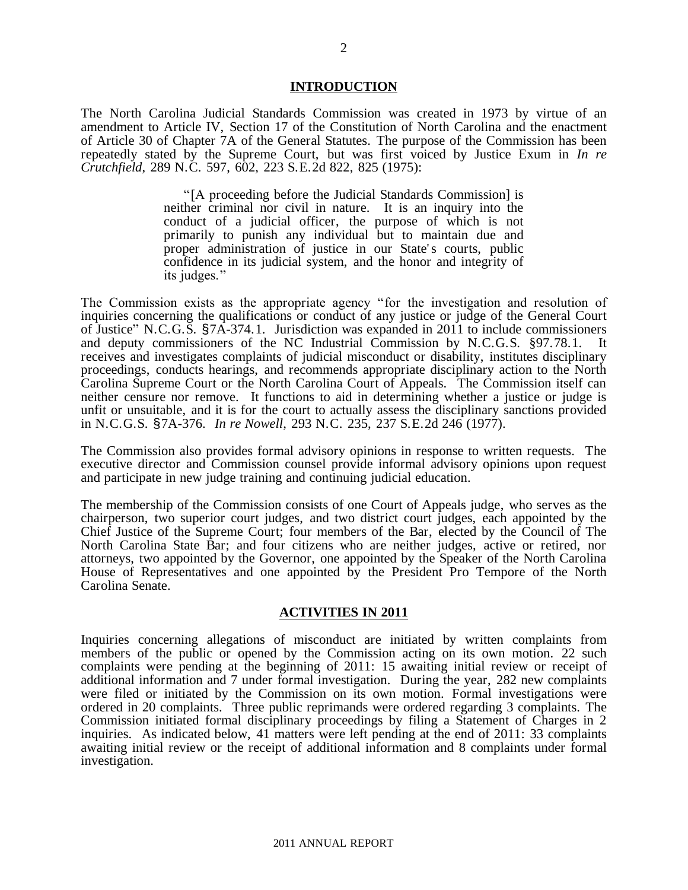## INTRODUCTION

The North Carolina Judicial Standards Commission was created in 1973 by virtue of an amendment to Article IV, Section 17 of the Constitution of North Carolina and the enactment of Article 30 of Chapter 7A of the General Statutes. The purpose of the Commission has been repeatedly stated by the Supreme Court, but was first voiced by Justice Exum in *In re Crutchfield*, 289 N.C. 597, 602, 223 S.E.2d 822, 825 (1975):

> "[A proceeding before the Judicial Standards Commission] is neither criminal nor civil in nature. It is an inquiry into the conduct of a judicial officer, the purpose of which is not primarily to punish any individual but to maintain due and proper administration of justice in our State's courts, public confidence in its judicial system, and the honor and integrity of its judges."

The Commission exists as the appropriate agency "for the investigation and resolution of inquiries concerning the qualifications or conduct of any justice or judge of the General Court of Justice" N.C.G.S. §7A-374.1. Jurisdiction was expanded in 2011 to include commissioners and deputy commissioners of the NC Industrial Commission by N.C.G.S. §97.78.1. It receives and investigates complaints of judicial misconduct or disability, institutes disciplinary proceedings, conducts hearings, and recommends appropriate disciplinary action to the North Carolina Supreme Court or the North Carolina Court of Appeals. The Commission itself can neither censure nor remove. It functions to aid in determining whether a justice or judge is unfit or unsuitable, and it is for the court to actually assess the disciplinary sanctions provided in N.C.G.S. §7A-376. *In re Nowell*, 293 N.C. 235, 237 S.E.2d 246 (1977).

The Commission also provides formal advisory opinions in response to written requests. The executive director and Commission counsel provide informal advisory opinions upon request and participate in new judge training and continuing judicial education.

The membership of the Commission consists of one Court of Appeals judge, who serves as the chairperson, two superior court judges, and two district court judges, each appointed by the Chief Justice of the Supreme Court; four members of the Bar, elected by the Council of The North Carolina State Bar; and four citizens who are neither judges, active or retired, nor attorneys, two appointed by the Governor, one appointed by the Speaker of the North Carolina House of Representatives and one appointed by the President Pro Tempore of the North Carolina Senate.

## ACTIVITIES IN 2011

Inquiries concerning allegations of misconduct are initiated by written complaints from members of the public or opened by the Commission acting on its own motion. 22 such complaints were pending at the beginning of 2011: 15 awaiting initial review or receipt of additional information and 7 under formal investigation. During the year, 282 new complaints were filed or initiated by the Commission on its own motion. Formal investigations were ordered in 20 complaints. Three public reprimands were ordered regarding 3 complaints. The Commission initiated formal disciplinary proceedings by filing a Statement of Charges in 2 inquiries. As indicated below, 41 matters were left pending at the end of 2011: 33 complaints awaiting initial review or the receipt of additional information and 8 complaints under formal investigation.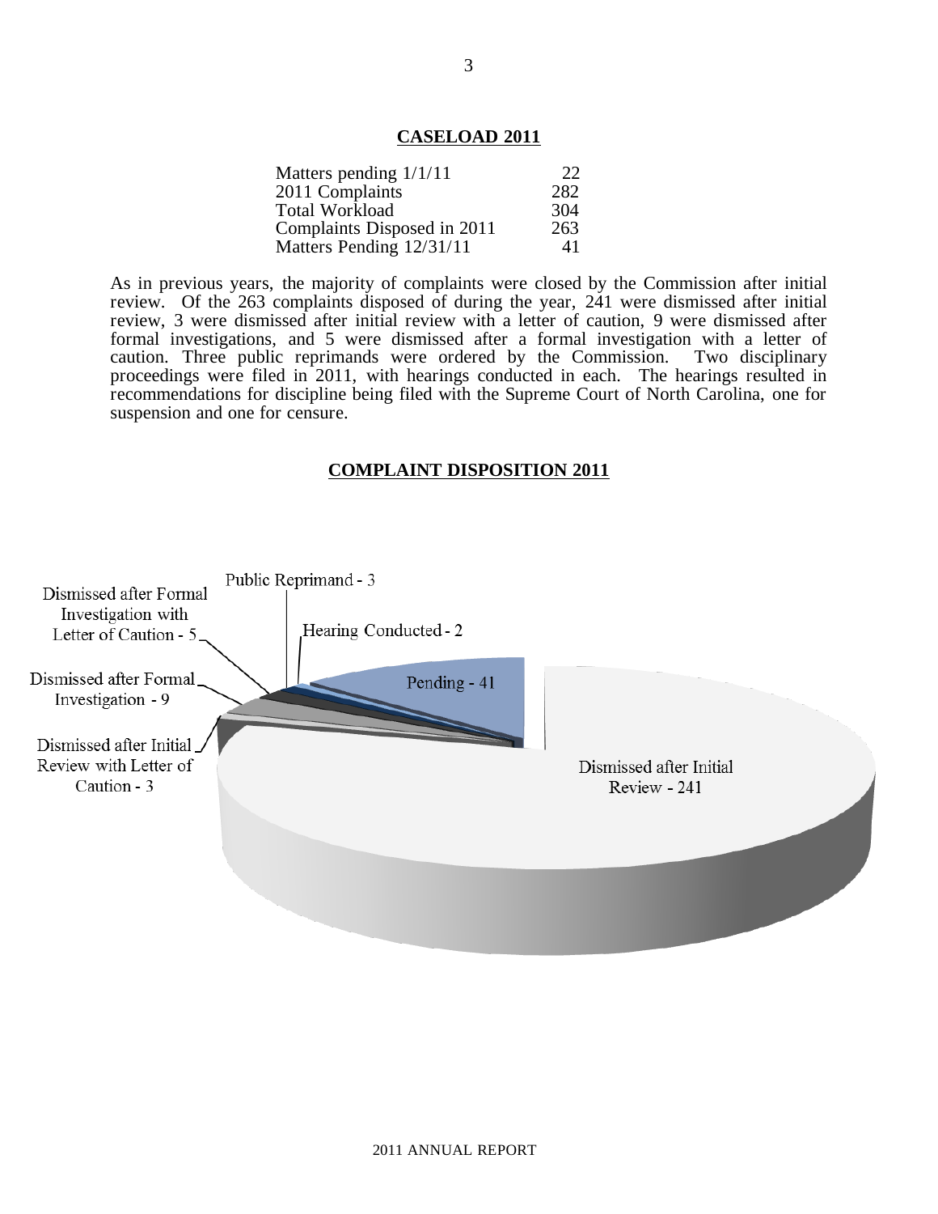## CASELOAD 2011

| | |
|---|---|
| Matters pending 1/1/11 | 22 |
| 2011 Complaints | 282 |
| Total Workload | 304 |
| Complaints Disposed in 2011 | 263 |
| Matters Pending 12/31/11 | 41 |

As in previous years, the majority of complaints were closed by the Commission after initial review. Of the 263 complaints disposed of during the year, 241 were dismissed after initial review, 3 were dismissed after initial review with a letter of caution, 9 were dismissed after formal investigations, and 5 were dismissed after a formal investigation with a letter of caution. Three public reprimands were ordered by the Commission. Two disciplinary proceedings were filed in 2011, with hearings conducted in each. The hearings resulted in recommendations for discipline being filed with the Supreme Court of North Carolina, one for suspension and one for censure.

## COMPLAINT DISPOSITION 2011

Public Reprimand - 3

Dismissed after Formal Investigation with Letter of Caution - 5

Hearing Conducted - 2

Dismissed after Formal Investigation - 9

Pending - 41

Dismissed after Initial Review with Letter of Caution - 3

Dismissed after Initial Review - 241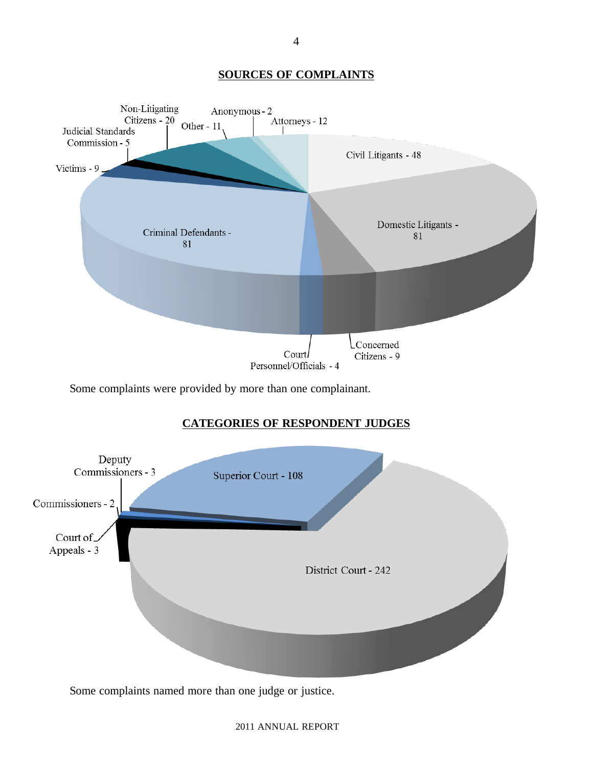## SOURCES OF COMPLAINTS

| Source | Number |
| --- | --- |
| Civil Litigants | 48 |
| Domestic Litigants | 81 |
| Concerned Citizens | 9 |
| Court Personnel/Officials | 4 |
| Criminal Defendants | 81 |
| Victims | 9 |
| Judicial Standards Commission | 5 |
| Non-Litigating Citizens | 20 |
| Other | 11 |
| Anonymous | 2 |
| Attorneys | 12 |

Some complaints were provided by more than one complainant.

## CATEGORIES OF RESPONDENT JUDGES

| Category | Number |
| --- | --- |
| Superior Court | 108 |
| District Court | 242 |
| Court of Appeals | 3 |
| Commissioners | 2 |
| Deputy Commissioners | 3 |

Some complaints named more than one judge or justice.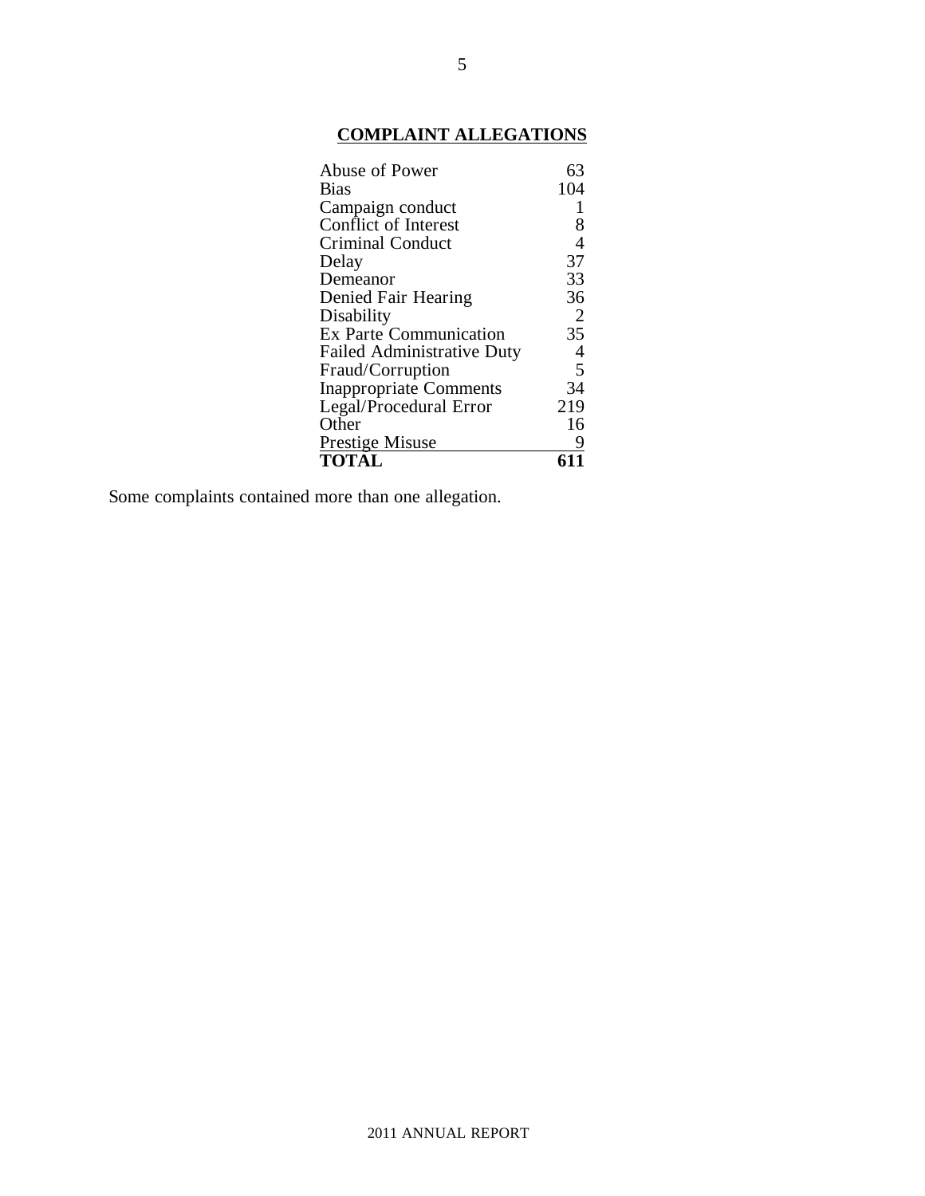## COMPLAINT ALLEGATIONS

| Allegation | Count |
|---|---|
| Abuse of Power | 63 |
| Bias | 104 |
| Campaign conduct | 1 |
| Conflict of Interest | 8 |
| Criminal Conduct | 4 |
| Delay | 37 |
| Demeanor | 33 |
| Denied Fair Hearing | 36 |
| Disability | 2 |
| Ex Parte Communication | 35 |
| Failed Administrative Duty | 4 |
| Fraud/Corruption | 5 |
| Inappropriate Comments | 34 |
| Legal/Procedural Error | 219 |
| Other | 16 |
| Prestige Misuse | 9 |
| **TOTAL** | **611** |

Some complaints contained more than one allegation.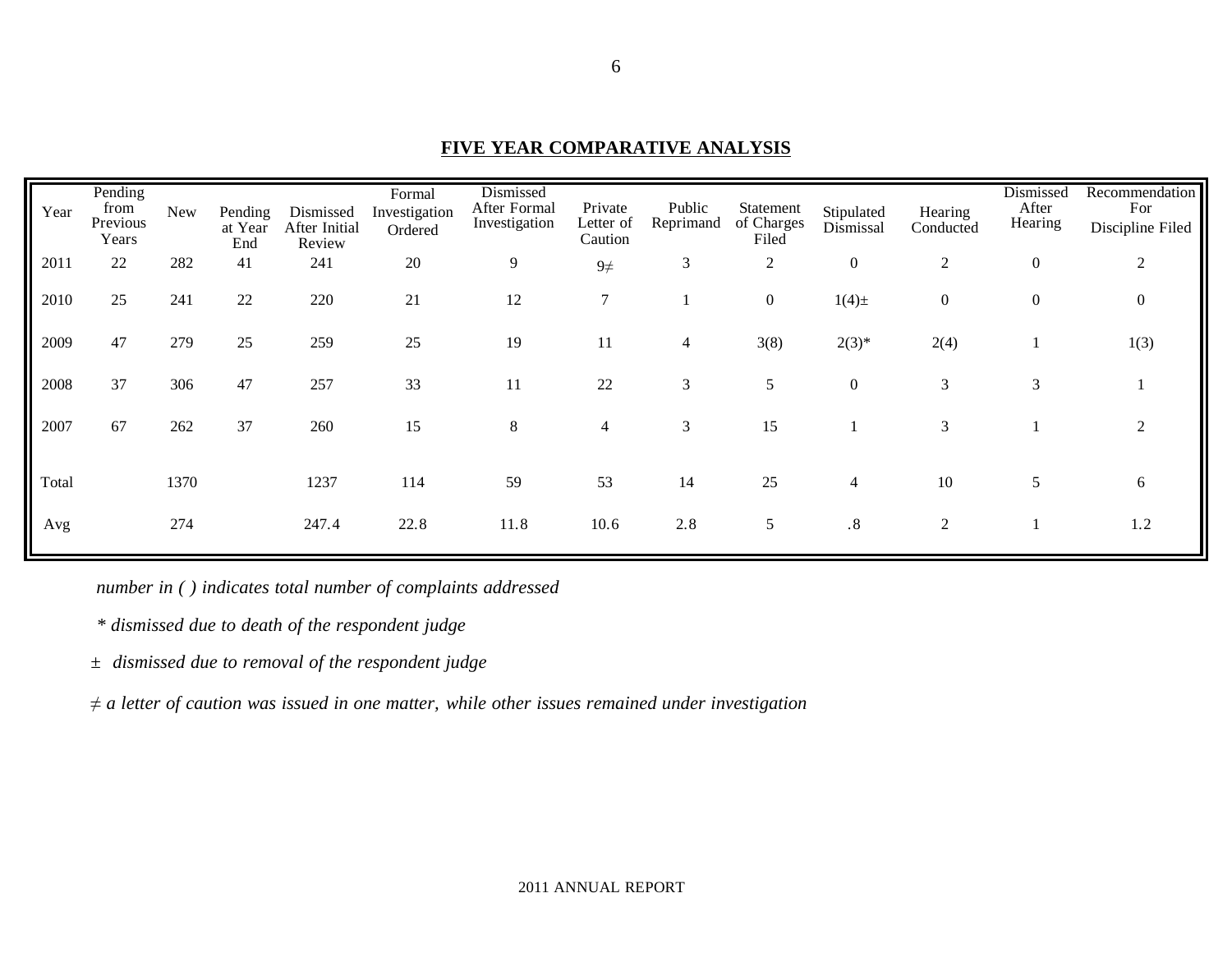## FIVE YEAR COMPARATIVE ANALYSIS

| Year | Pending from Previous Years | New | Pending at Year End | Dismissed After Initial Review | Formal Investigation Ordered | Dismissed After Formal Investigation | Private Letter of Caution | Public Reprimand | Statement of Charges Filed | Stipulated Dismissal | Hearing Conducted | Dismissed After Hearing | Recommendation For Discipline Filed |
|---|---|---|---|---|---|---|---|---|---|---|---|---|---|
| 2011 | 22 | 282 | 41 | 241 | 20 | 9 | 9≠ | 3 | 2 | 0 | 2 | 0 | 2 |
| 2010 | 25 | 241 | 22 | 220 | 21 | 12 | 7 | 1 | 0 | 1(4)± | 0 | 0 | 0 |
| 2009 | 47 | 279 | 25 | 259 | 25 | 19 | 11 | 4 | 3(8) | 2(3)* | 2(4) | 1 | 1(3) |
| 2008 | 37 | 306 | 47 | 257 | 33 | 11 | 22 | 3 | 5 | 0 | 3 | 3 | 1 |
| 2007 | 67 | 262 | 37 | 260 | 15 | 8 | 4 | 3 | 15 | 1 | 3 | 1 | 2 |
| Total | | 1370 | | 1237 | 114 | 59 | 53 | 14 | 25 | 4 | 10 | 5 | 6 |
| Avg | | 274 | | 247.4 | 22.8 | 11.8 | 10.6 | 2.8 | 5 | .8 | 2 | 1 | 1.2 |

*number in ( ) indicates total number of complaints addressed*

*\* dismissed due to death of the respondent judge*

*± dismissed due to removal of the respondent judge*

*≠ a letter of caution was issued in one matter, while other issues remained under investigation*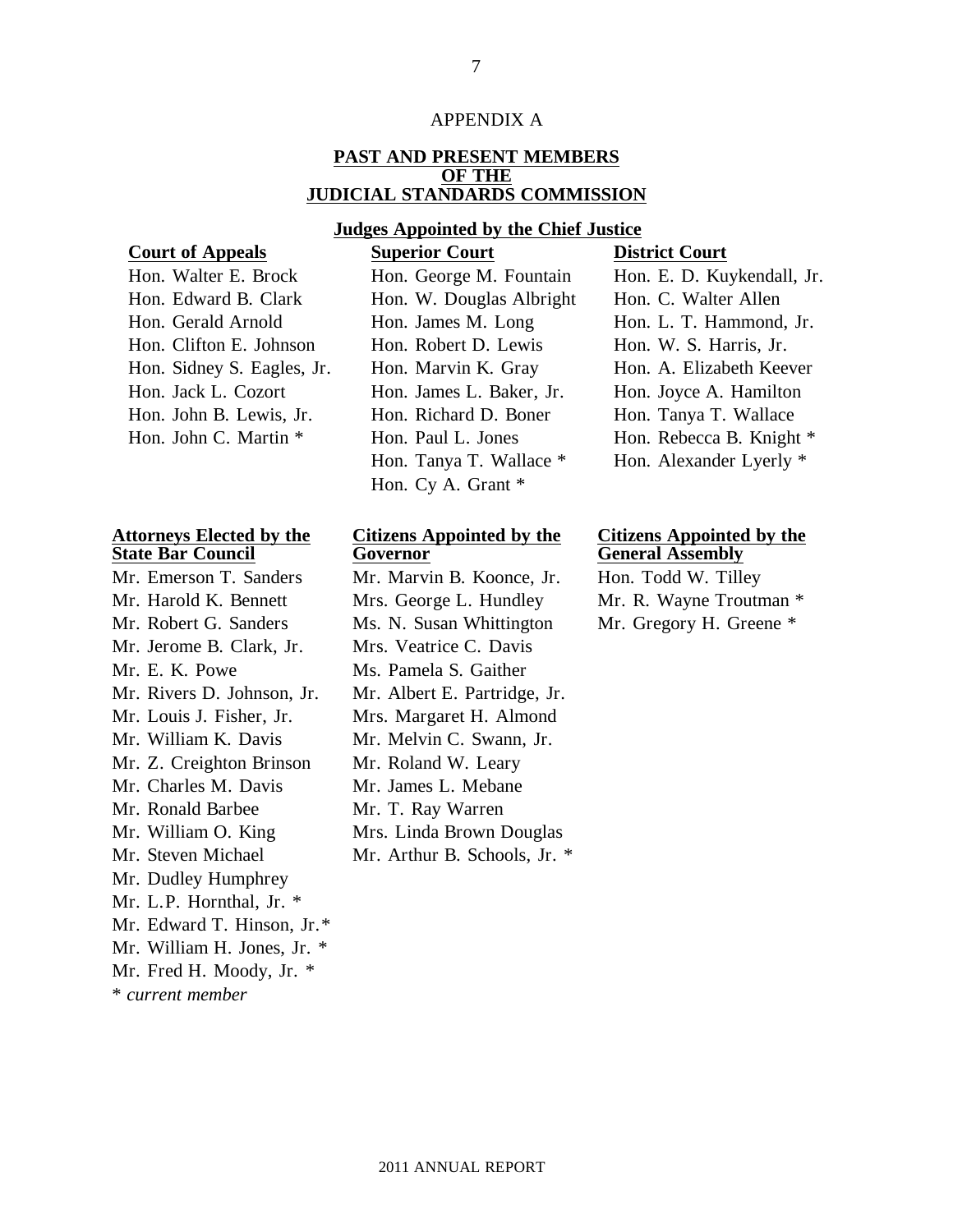## APPENDIX A

## PAST AND PRESENT MEMBERS OF THE JUDICIAL STANDARDS COMMISSION

### Judges Appointed by the Chief Justice

**Court of Appeals**

Hon. Walter E. Brock
Hon. Edward B. Clark
Hon. Gerald Arnold
Hon. Clifton E. Johnson
Hon. Sidney S. Eagles, Jr.
Hon. Jack L. Cozort
Hon. John B. Lewis, Jr.
Hon. John C. Martin *

**Superior Court**

Hon. George M. Fountain
Hon. W. Douglas Albright
Hon. James M. Long
Hon. Robert D. Lewis
Hon. Marvin K. Gray
Hon. James L. Baker, Jr.
Hon. Richard D. Boner
Hon. Paul L. Jones
Hon. Tanya T. Wallace *
Hon. Cy A. Grant *

**District Court**

Hon. E. D. Kuykendall, Jr.
Hon. C. Walter Allen
Hon. L. T. Hammond, Jr.
Hon. W. S. Harris, Jr.
Hon. A. Elizabeth Keever
Hon. Joyce A. Hamilton
Hon. Tanya T. Wallace
Hon. Rebecca B. Knight *
Hon. Alexander Lyerly *

**Attorneys Elected by the State Bar Council**

Mr. Emerson T. Sanders
Mr. Harold K. Bennett
Mr. Robert G. Sanders
Mr. Jerome B. Clark, Jr.
Mr. E. K. Powe
Mr. Rivers D. Johnson, Jr.
Mr. Louis J. Fisher, Jr.
Mr. William K. Davis
Mr. Z. Creighton Brinson
Mr. Charles M. Davis
Mr. Ronald Barbee
Mr. William O. King
Mr. Steven Michael
Mr. Dudley Humphrey
Mr. L.P. Hornthal, Jr. *
Mr. Edward T. Hinson, Jr.*
Mr. William H. Jones, Jr. *
Mr. Fred H. Moody, Jr. *

**Citizens Appointed by the Governor**

Mr. Marvin B. Koonce, Jr.
Mrs. George L. Hundley
Ms. N. Susan Whittington
Mrs. Veatrice C. Davis
Ms. Pamela S. Gaither
Mr. Albert E. Partridge, Jr.
Mrs. Margaret H. Almond
Mr. Melvin C. Swann, Jr.
Mr. Roland W. Leary
Mr. James L. Mebane
Mr. T. Ray Warren
Mrs. Linda Brown Douglas
Mr. Arthur B. Schools, Jr. *

**Citizens Appointed by the General Assembly**

Hon. Todd W. Tilley
Mr. R. Wayne Troutman *
Mr. Gregory H. Greene *

\* *current member*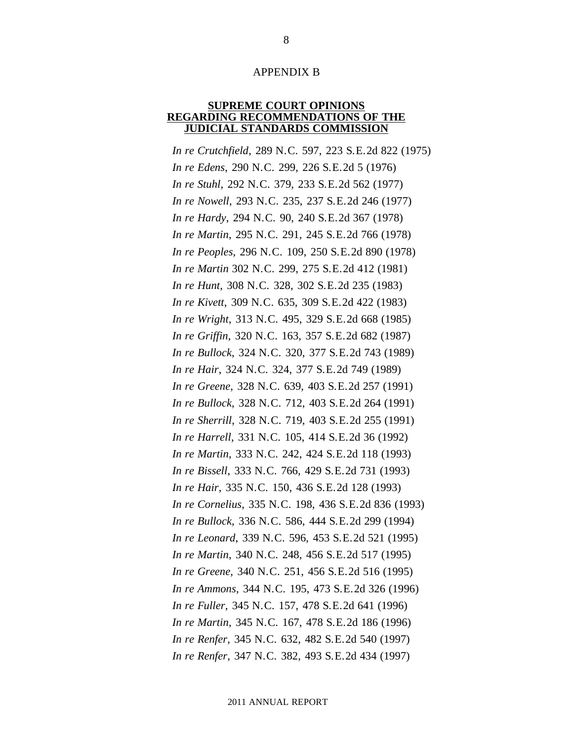APPENDIX B

## SUPREME COURT OPINIONS REGARDING RECOMMENDATIONS OF THE JUDICIAL STANDARDS COMMISSION

*In re Crutchfield*, 289 N.C. 597, 223 S.E.2d 822 (1975)
*In re Edens*, 290 N.C. 299, 226 S.E.2d 5 (1976)
*In re Stuhl*, 292 N.C. 379, 233 S.E.2d 562 (1977)
*In re Nowell*, 293 N.C. 235, 237 S.E.2d 246 (1977)
*In re Hardy*, 294 N.C. 90, 240 S.E.2d 367 (1978)
*In re Martin*, 295 N.C. 291, 245 S.E.2d 766 (1978)
*In re Peoples*, 296 N.C. 109, 250 S.E.2d 890 (1978)
*In re Martin* 302 N.C. 299, 275 S.E.2d 412 (1981)
*In re Hunt*, 308 N.C. 328, 302 S.E.2d 235 (1983)
*In re Kivett*, 309 N.C. 635, 309 S.E.2d 422 (1983)
*In re Wright*, 313 N.C. 495, 329 S.E.2d 668 (1985)
*In re Griffin*, 320 N.C. 163, 357 S.E.2d 682 (1987)
*In re Bullock*, 324 N.C. 320, 377 S.E.2d 743 (1989)
*In re Hair*, 324 N.C. 324, 377 S.E.2d 749 (1989)
*In re Greene*, 328 N.C. 639, 403 S.E.2d 257 (1991)
*In re Bullock*, 328 N.C. 712, 403 S.E.2d 264 (1991)
*In re Sherrill*, 328 N.C. 719, 403 S.E.2d 255 (1991)
*In re Harrell*, 331 N.C. 105, 414 S.E.2d 36 (1992)
*In re Martin*, 333 N.C. 242, 424 S.E.2d 118 (1993)
*In re Bissell*, 333 N.C. 766, 429 S.E.2d 731 (1993)
*In re Hair*, 335 N.C. 150, 436 S.E.2d 128 (1993)
*In re Cornelius*, 335 N.C. 198, 436 S.E.2d 836 (1993)
*In re Bullock*, 336 N.C. 586, 444 S.E.2d 299 (1994)
*In re Leonard*, 339 N.C. 596, 453 S.E.2d 521 (1995)
*In re Martin*, 340 N.C. 248, 456 S.E.2d 517 (1995)
*In re Greene*, 340 N.C. 251, 456 S.E.2d 516 (1995)
*In re Ammons*, 344 N.C. 195, 473 S.E.2d 326 (1996)
*In re Fuller*, 345 N.C. 157, 478 S.E.2d 641 (1996)
*In re Martin*, 345 N.C. 167, 478 S.E.2d 186 (1996)
*In re Renfer*, 345 N.C. 632, 482 S.E.2d 540 (1997)
*In re Renfer*, 347 N.C. 382, 493 S.E.2d 434 (1997)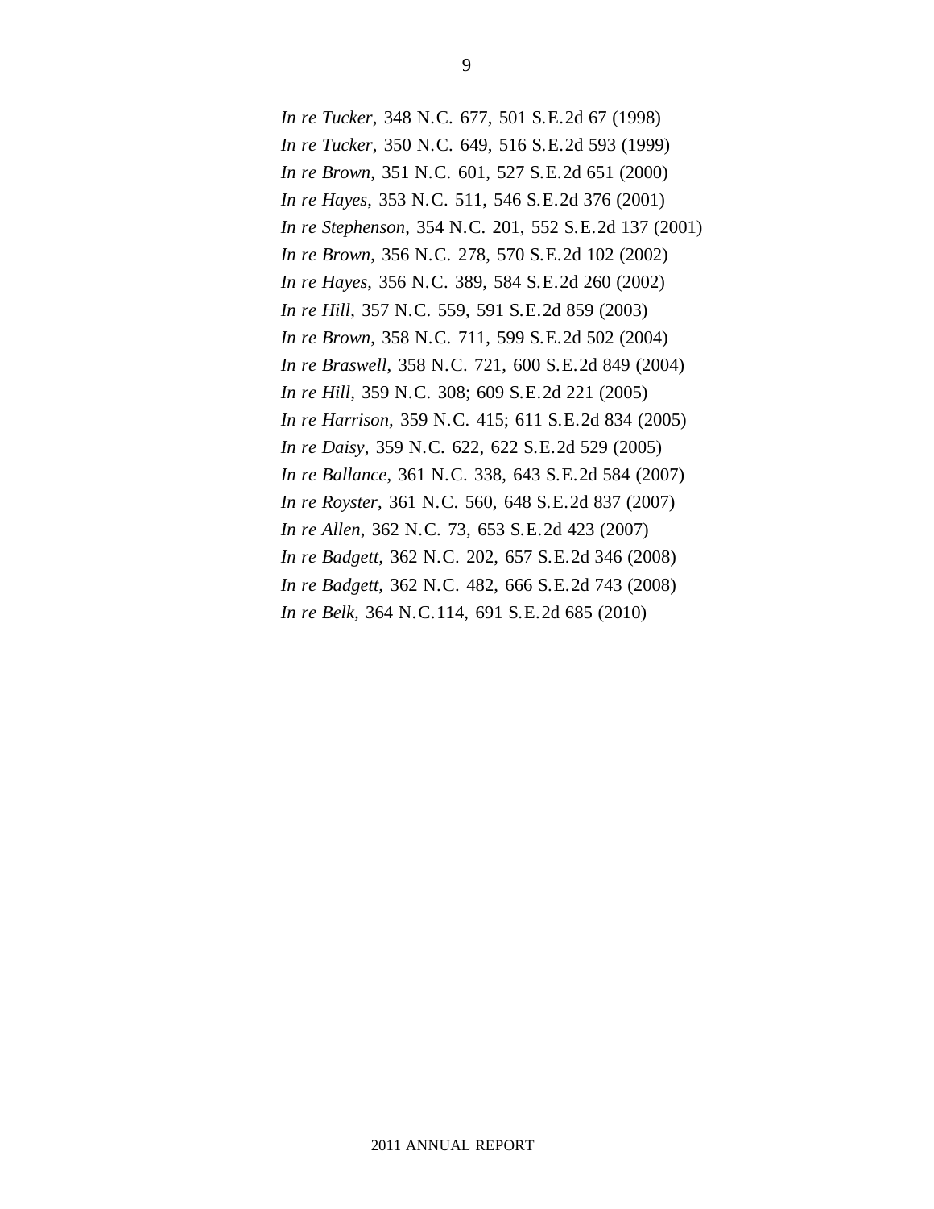*In re Tucker*, 348 N.C. 677, 501 S.E.2d 67 (1998)
*In re Tucker*, 350 N.C. 649, 516 S.E.2d 593 (1999)
*In re Brown*, 351 N.C. 601, 527 S.E.2d 651 (2000)
*In re Hayes*, 353 N.C. 511, 546 S.E.2d 376 (2001)
*In re Stephenson*, 354 N.C. 201, 552 S.E.2d 137 (2001)
*In re Brown*, 356 N.C. 278, 570 S.E.2d 102 (2002)
*In re Hayes*, 356 N.C. 389, 584 S.E.2d 260 (2002)
*In re Hill*, 357 N.C. 559, 591 S.E.2d 859 (2003)
*In re Brown*, 358 N.C. 711, 599 S.E.2d 502 (2004)
*In re Braswell*, 358 N.C. 721, 600 S.E.2d 849 (2004)
*In re Hill*, 359 N.C. 308; 609 S.E.2d 221 (2005)
*In re Harrison,* 359 N.C. 415; 611 S.E.2d 834 (2005)
*In re Daisy*, 359 N.C. 622, 622 S.E.2d 529 (2005)
*In re Ballance*, 361 N.C. 338, 643 S.E.2d 584 (2007)
*In re Royster*, 361 N.C. 560, 648 S.E.2d 837 (2007)
*In re Allen*, 362 N.C. 73, 653 S.E.2d 423 (2007)
*In re Badgett*, 362 N.C. 202, 657 S.E.2d 346 (2008)
*In re Badgett,* 362 N.C. 482, 666 S.E.2d 743 (2008)
*In re Belk,* 364 N.C.114, 691 S.E.2d 685 (2010)